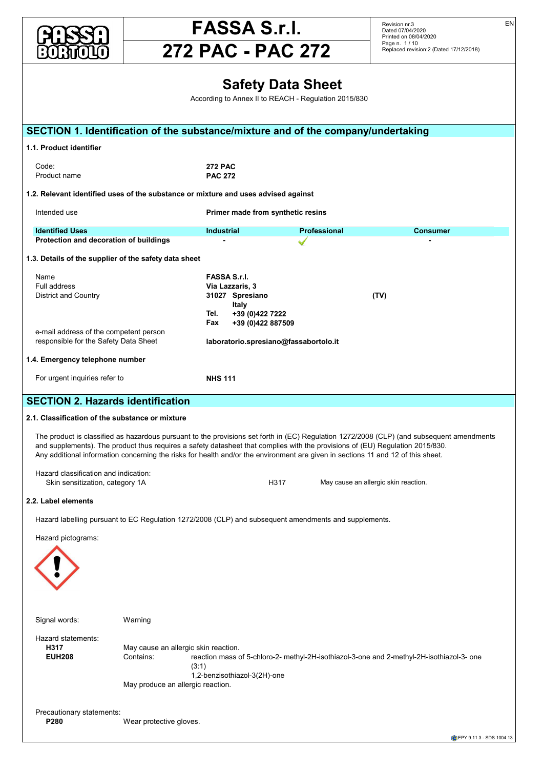# FASSA S.r.l.

# 272 PAC - PAC 272

Revision nr.3
Dated 07/04/2020
Printed on 08/04/2020
Page n. 1 / 10
Replaced revision:2 (Dated 17/12/2018)

EN

# Safety Data Sheet

According to Annex II to REACH - Regulation 2015/830

## SECTION 1. Identification of the substance/mixture and of the company/undertaking

### 1.1. Product identifier

| | |
|---|---|
| Code: | **272 PAC** |
| Product name | **PAC 272** |

### 1.2. Relevant identified uses of the substance or mixture and uses advised against

Intended use **Primer made from synthetic resins**

| Identified Uses | Industrial | Professional | Consumer |
|---|---|---|---|
| **Protection and decoration of buildings** | - | ✓ | - |

### 1.3. Details of the supplier of the safety data sheet

| | |
|---|---|
| Name | **FASSA S.r.l.** |
| Full address | **Via Lazzaris, 3** |
| District and Country | **31027 Spresiano (TV)** **Italy** |
| | **Tel. +39 (0)422 7222** |
| | **Fax +39 (0)422 887509** |
| e-mail address of the competent person responsible for the Safety Data Sheet | **laboratorio.spresiano@fassabortolo.it** |

### 1.4. Emergency telephone number

For urgent inquiries refer to **NHS 111**

## SECTION 2. Hazards identification

### 2.1. Classification of the substance or mixture

The product is classified as hazardous pursuant to the provisions set forth in (EC) Regulation 1272/2008 (CLP) (and subsequent amendments and supplements). The product thus requires a safety datasheet that complies with the provisions of (EU) Regulation 2015/830.
Any additional information concerning the risks for health and/or the environment are given in sections 11 and 12 of this sheet.

Hazard classification and indication:

| | | |
|---|---|---|
| Skin sensitization, category 1A | H317 | May cause an allergic skin reaction. |

### 2.2. Label elements

Hazard labelling pursuant to EC Regulation 1272/2008 (CLP) and subsequent amendments and supplements.

Hazard pictograms:

Signal words: Warning

Hazard statements:

**H317** May cause an allergic skin reaction.
**EUH208** Contains: reaction mass of 5-chloro-2- methyl-2H-isothiazol-3-one and 2-methyl-2H-isothiazol-3- one (3:1)
1,2-benzisothiazol-3(2H)-one
May produce an allergic reaction.

Precautionary statements:

**P280** Wear protective gloves.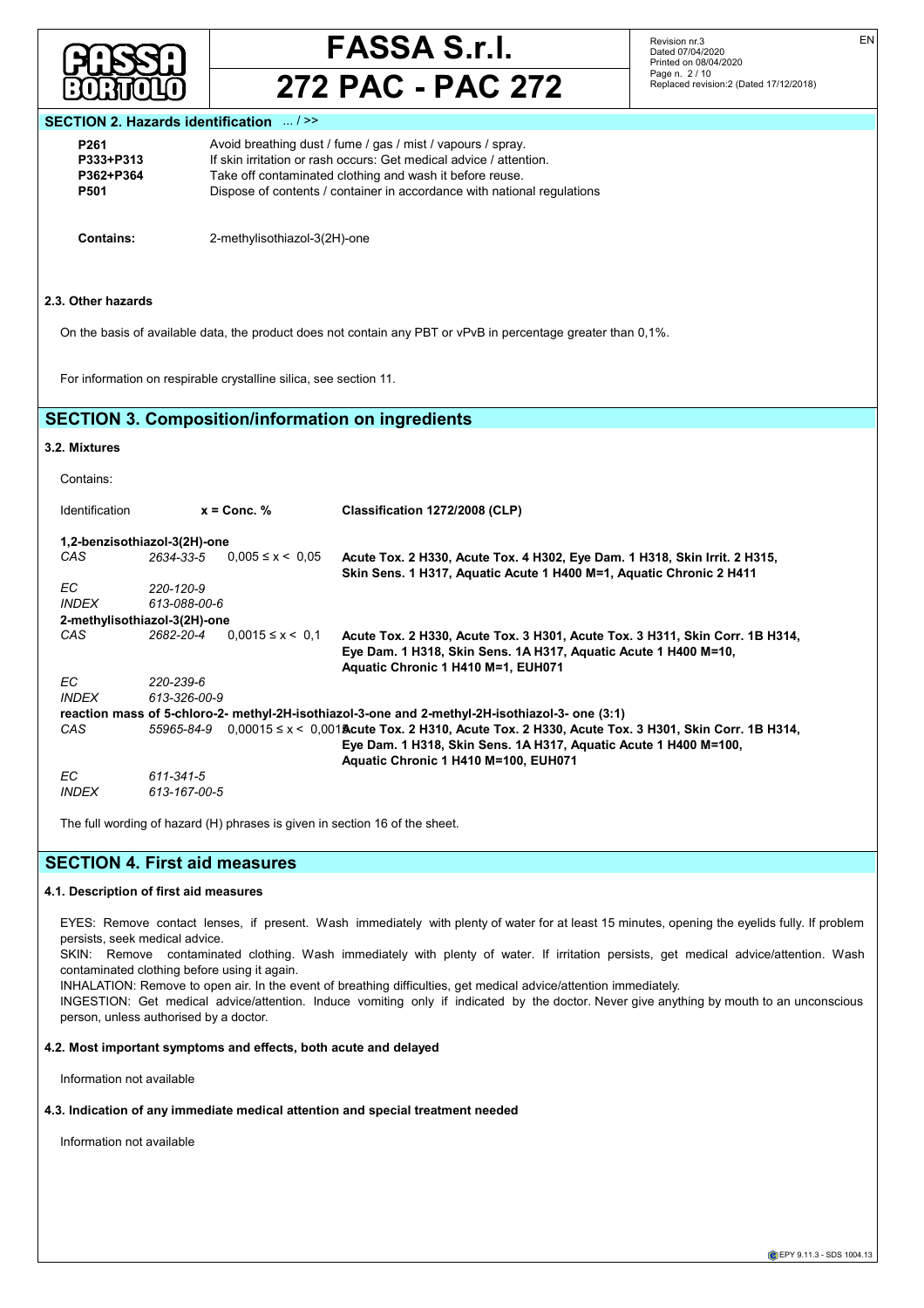## SECTION 2. Hazards identification ... / >>

| | |
|---|---|
| **P261** | Avoid breathing dust / fume / gas / mist / vapours / spray. |
| **P333+P313** | If skin irritation or rash occurs: Get medical advice / attention. |
| **P362+P364** | Take off contaminated clothing and wash it before reuse. |
| **P501** | Dispose of contents / container in accordance with national regulations |

**Contains:** 2-methylisothiazol-3(2H)-one

### 2.3. Other hazards

On the basis of available data, the product does not contain any PBT or vPvB in percentage greater than 0,1%.

For information on respirable crystalline silica, see section 11.

## SECTION 3. Composition/information on ingredients

### 3.2. Mixtures

Contains:

| Identification | | x = Conc. % | Classification 1272/2008 (CLP) |
|---|---|---|---|
| **1,2-benzisothiazol-3(2H)-one** | | | |
| *CAS* | *2634-33-5* | 0,005 ≤ x < 0,05 | **Acute Tox. 2 H330, Acute Tox. 4 H302, Eye Dam. 1 H318, Skin Irrit. 2 H315, Skin Sens. 1 H317, Aquatic Acute 1 H400 M=1, Aquatic Chronic 2 H411** |
| *EC* | *220-120-9* | | |
| *INDEX* | *613-088-00-6* | | |
| **2-methylisothiazol-3(2H)-one** | | | |
| *CAS* | *2682-20-4* | 0,0015 ≤ x < 0,1 | **Acute Tox. 2 H330, Acute Tox. 3 H301, Acute Tox. 3 H311, Skin Corr. 1B H314, Eye Dam. 1 H318, Skin Sens. 1A H317, Aquatic Acute 1 H400 M=10, Aquatic Chronic 1 H410 M=1, EUH071** |
| *EC* | *220-239-6* | | |
| *INDEX* | *613-326-00-9* | | |
| **reaction mass of 5-chloro-2- methyl-2H-isothiazol-3-one and 2-methyl-2H-isothiazol-3- one (3:1)** | | | |
| *CAS* | *55965-84-9* | 0,00015 ≤ x < 0,0015 | **Acute Tox. 2 H310, Acute Tox. 2 H330, Acute Tox. 3 H301, Skin Corr. 1B H314, Eye Dam. 1 H318, Skin Sens. 1A H317, Aquatic Acute 1 H400 M=100, Aquatic Chronic 1 H410 M=100, EUH071** |
| *EC* | *611-341-5* | | |
| *INDEX* | *613-167-00-5* | | |

The full wording of hazard (H) phrases is given in section 16 of the sheet.

## SECTION 4. First aid measures

### 4.1. Description of first aid measures

EYES: Remove contact lenses, if present. Wash immediately with plenty of water for at least 15 minutes, opening the eyelids fully. If problem persists, seek medical advice.
SKIN: Remove contaminated clothing. Wash immediately with plenty of water. If irritation persists, get medical advice/attention. Wash contaminated clothing before using it again.
INHALATION: Remove to open air. In the event of breathing difficulties, get medical advice/attention immediately.
INGESTION: Get medical advice/attention. Induce vomiting only if indicated by the doctor. Never give anything by mouth to an unconscious person, unless authorised by a doctor.

### 4.2. Most important symptoms and effects, both acute and delayed

Information not available

### 4.3. Indication of any immediate medical attention and special treatment needed

Information not available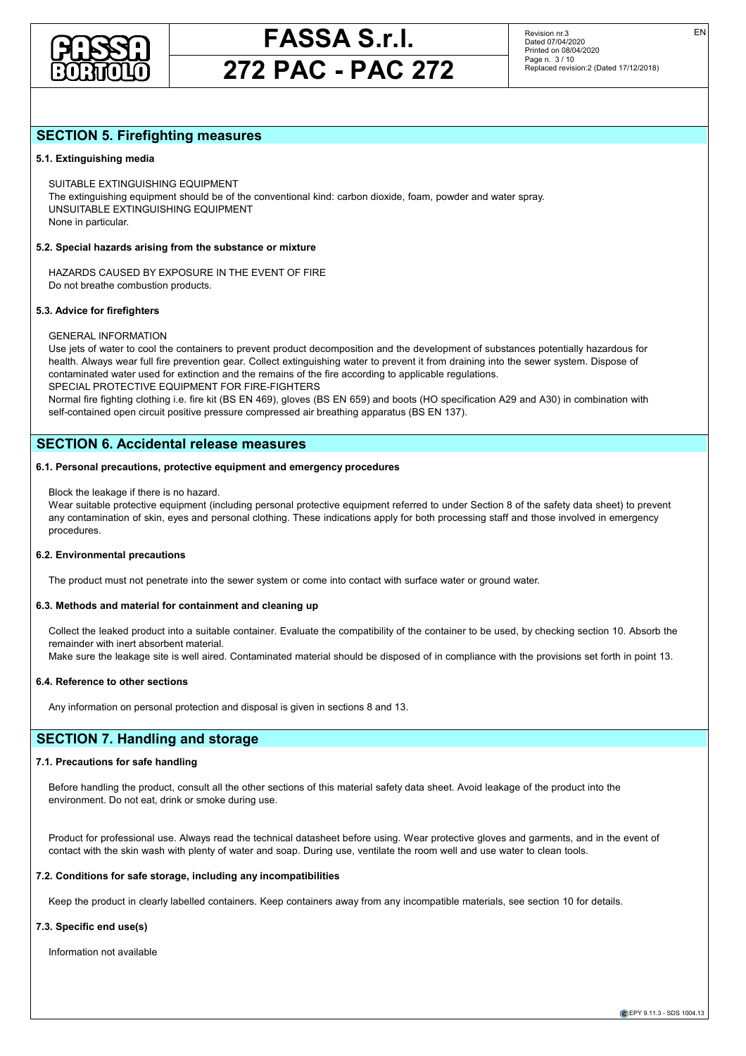## SECTION 5. Firefighting measures

### 5.1. Extinguishing media

SUITABLE EXTINGUISHING EQUIPMENT
The extinguishing equipment should be of the conventional kind: carbon dioxide, foam, powder and water spray.
UNSUITABLE EXTINGUISHING EQUIPMENT
None in particular.

### 5.2. Special hazards arising from the substance or mixture

HAZARDS CAUSED BY EXPOSURE IN THE EVENT OF FIRE
Do not breathe combustion products.

### 5.3. Advice for firefighters

GENERAL INFORMATION
Use jets of water to cool the containers to prevent product decomposition and the development of substances potentially hazardous for health. Always wear full fire prevention gear. Collect extinguishing water to prevent it from draining into the sewer system. Dispose of contaminated water used for extinction and the remains of the fire according to applicable regulations.
SPECIAL PROTECTIVE EQUIPMENT FOR FIRE-FIGHTERS
Normal fire fighting clothing i.e. fire kit (BS EN 469), gloves (BS EN 659) and boots (HO specification A29 and A30) in combination with self-contained open circuit positive pressure compressed air breathing apparatus (BS EN 137).

## SECTION 6. Accidental release measures

### 6.1. Personal precautions, protective equipment and emergency procedures

Block the leakage if there is no hazard.
Wear suitable protective equipment (including personal protective equipment referred to under Section 8 of the safety data sheet) to prevent any contamination of skin, eyes and personal clothing. These indications apply for both processing staff and those involved in emergency procedures.

### 6.2. Environmental precautions

The product must not penetrate into the sewer system or come into contact with surface water or ground water.

### 6.3. Methods and material for containment and cleaning up

Collect the leaked product into a suitable container. Evaluate the compatibility of the container to be used, by checking section 10. Absorb the remainder with inert absorbent material.
Make sure the leakage site is well aired. Contaminated material should be disposed of in compliance with the provisions set forth in point 13.

### 6.4. Reference to other sections

Any information on personal protection and disposal is given in sections 8 and 13.

## SECTION 7. Handling and storage

### 7.1. Precautions for safe handling

Before handling the product, consult all the other sections of this material safety data sheet. Avoid leakage of the product into the environment. Do not eat, drink or smoke during use.

Product for professional use. Always read the technical datasheet before using. Wear protective gloves and garments, and in the event of contact with the skin wash with plenty of water and soap. During use, ventilate the room well and use water to clean tools.

### 7.2. Conditions for safe storage, including any incompatibilities

Keep the product in clearly labelled containers. Keep containers away from any incompatible materials, see section 10 for details.

### 7.3. Specific end use(s)

Information not available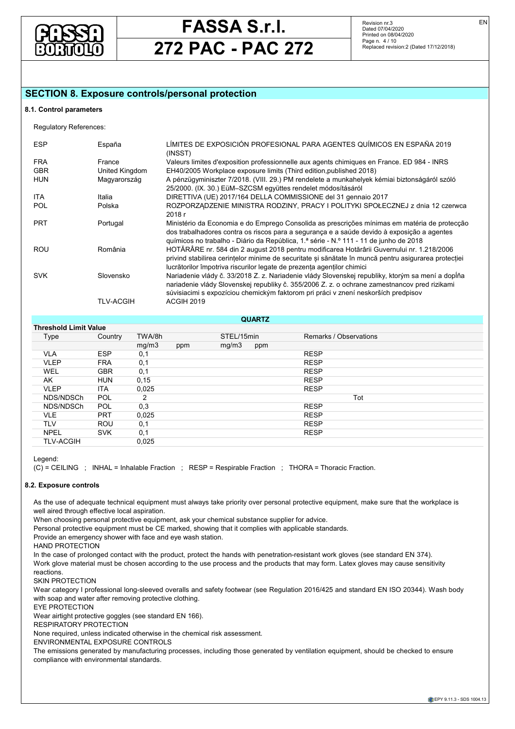## SECTION 8. Exposure controls/personal protection

### 8.1. Control parameters

Regulatory References:

| | | |
|---|---|---|
| ESP | España | LÍMITES DE EXPOSICIÓN PROFESIONAL PARA AGENTES QUÍMICOS EN ESPAÑA 2019 (INSST) |
| FRA | France | Valeurs limites d'exposition professionnelle aux agents chimiques en France. ED 984 - INRS |
| GBR | United Kingdom | EH40/2005 Workplace exposure limits (Third edition,published 2018) |
| HUN | Magyarország | A pénzügyminiszter 7/2018. (VIII. 29.) PM rendelete a munkahelyek kémiai biztonságáról szóló 25/2000. (IX. 30.) EüM–SZCSM együttes rendelet módosításáról |
| ITA | Italia | DIRETTIVA (UE) 2017/164 DELLA COMMISSIONE del 31 gennaio 2017 |
| POL | Polska | ROZPORZĄDZENIE MINISTRA RODZINY, PRACY I POLITYKI SPOŁECZNEJ z dnia 12 czerwca 2018 r |
| PRT | Portugal | Ministério da Economia e do Emprego Consolida as prescrições mínimas em matéria de protecção dos trabalhadores contra os riscos para a segurança e a saúde devido à exposição a agentes químicos no trabalho - Diário da República, 1.ª série - N.º 111 - 11 de junho de 2018 |
| ROU | România | HOTĂRÂRE nr. 584 din 2 august 2018 pentru modificarea Hotărârii Guvernului nr. 1.218/2006 privind stabilirea cerințelor minime de securitate și sănătate în muncă pentru asigurarea protecției lucrătorilor împotriva riscurilor legate de prezența agenților chimici |
| SVK | Slovensko | Nariadenie vlády č. 33/2018 Z. z. Nariadenie vlády Slovenskej republiky, ktorým sa mení a dopĺňa nariadenie vlády Slovenskej republiky č. 355/2006 Z. z. o ochrane zamestnancov pred rizikami súvisiacimi s expozíciou chemickým faktorom pri práci v znení neskorších predpisov |
| | TLV-ACGIH | ACGIH 2019 |

**QUARTZ**

| Threshold Limit Value | | | | | | |
|---|---|---|---|---|---|---|
| Type | Country | TWA/8h | | STEL/15min | | Remarks / Observations |
| | | mg/m3 | ppm | mg/m3 | ppm | |
| VLA | ESP | 0,1 | | | | RESP |
| VLEP | FRA | 0,1 | | | | RESP |
| WEL | GBR | 0,1 | | | | RESP |
| AK | HUN | 0,15 | | | | RESP |
| VLEP | ITA | 0,025 | | | | RESP |
| NDS/NDSCh | POL | 2 | | | | Tot |
| NDS/NDSCh | POL | 0,3 | | | | RESP |
| VLE | PRT | 0,025 | | | | RESP |
| TLV | ROU | 0,1 | | | | RESP |
| NPEL | SVK | 0,1 | | | | RESP |
| TLV-ACGIH | | 0,025 | | | | |

Legend:

(C) = CEILING ; INHAL = Inhalable Fraction ; RESP = Respirable Fraction ; THORA = Thoracic Fraction.

### 8.2. Exposure controls

As the use of adequate technical equipment must always take priority over personal protective equipment, make sure that the workplace is well aired through effective local aspiration.

When choosing personal protective equipment, ask your chemical substance supplier for advice.

Personal protective equipment must be CE marked, showing that it complies with applicable standards.

Provide an emergency shower with face and eye wash station.

HAND PROTECTION

In the case of prolonged contact with the product, protect the hands with penetration-resistant work gloves (see standard EN 374).

Work glove material must be chosen according to the use process and the products that may form. Latex gloves may cause sensitivity reactions.

SKIN PROTECTION

Wear category I professional long-sleeved overalls and safety footwear (see Regulation 2016/425 and standard EN ISO 20344). Wash body with soap and water after removing protective clothing.

EYE PROTECTION

Wear airtight protective goggles (see standard EN 166).

RESPIRATORY PROTECTION

None required, unless indicated otherwise in the chemical risk assessment.

ENVIRONMENTAL EXPOSURE CONTROLS

The emissions generated by manufacturing processes, including those generated by ventilation equipment, should be checked to ensure compliance with environmental standards.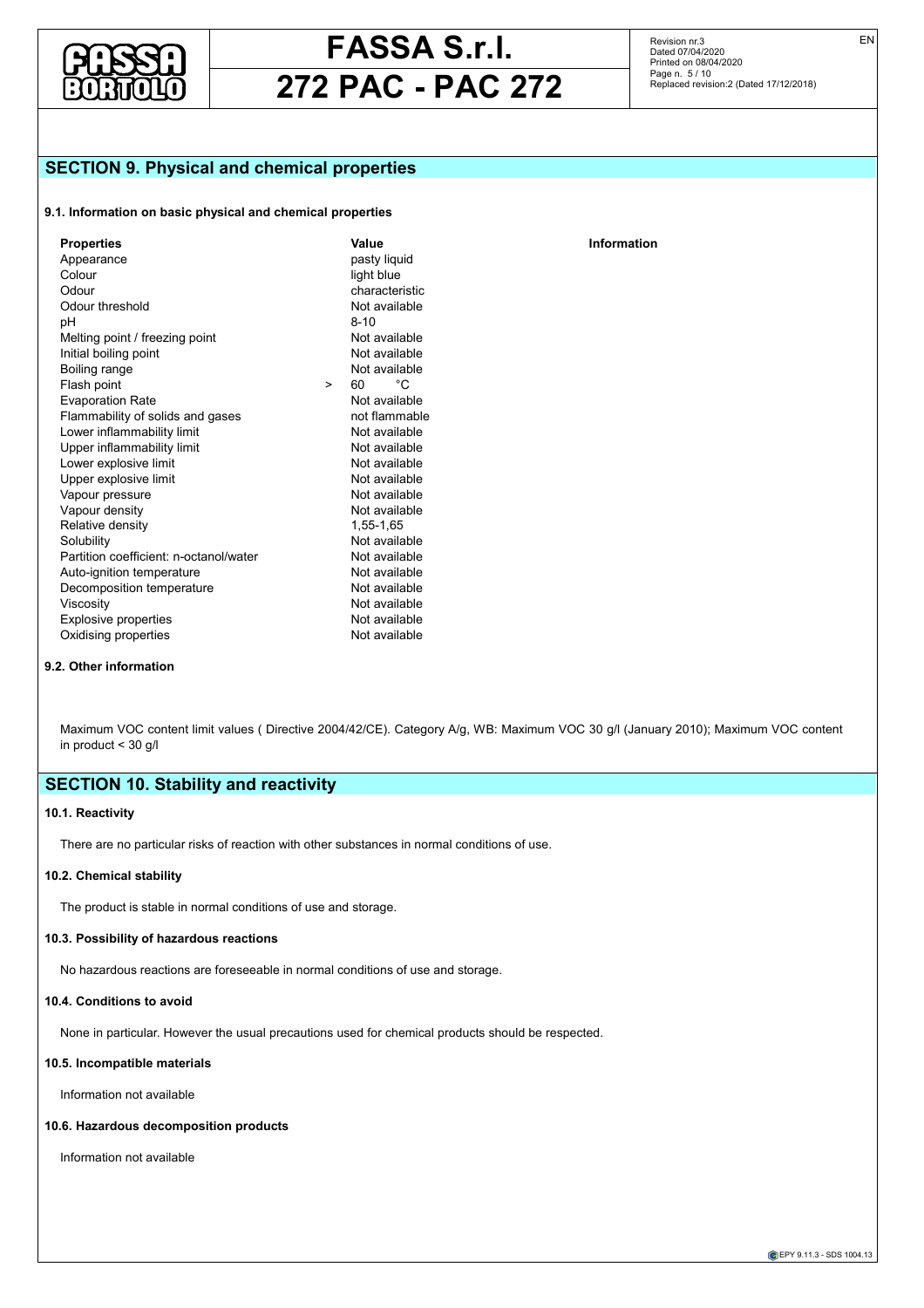## SECTION 9. Physical and chemical properties

### 9.1. Information on basic physical and chemical properties

| Properties | Value | Information |
|---|---|---|
| Appearance | pasty liquid | |
| Colour | light blue | |
| Odour | characteristic | |
| Odour threshold | Not available | |
| pH | 8-10 | |
| Melting point / freezing point | Not available | |
| Initial boiling point | Not available | |
| Boiling range | Not available | |
| Flash point | > 60 °C | |
| Evaporation Rate | Not available | |
| Flammability of solids and gases | not flammable | |
| Lower inflammability limit | Not available | |
| Upper inflammability limit | Not available | |
| Lower explosive limit | Not available | |
| Upper explosive limit | Not available | |
| Vapour pressure | Not available | |
| Vapour density | Not available | |
| Relative density | 1,55-1,65 | |
| Solubility | Not available | |
| Partition coefficient: n-octanol/water | Not available | |
| Auto-ignition temperature | Not available | |
| Decomposition temperature | Not available | |
| Viscosity | Not available | |
| Explosive properties | Not available | |
| Oxidising properties | Not available | |

### 9.2. Other information

Maximum VOC content limit values ( Directive 2004/42/CE). Category A/g, WB: Maximum VOC 30 g/l (January 2010); Maximum VOC content in product < 30 g/l

## SECTION 10. Stability and reactivity

### 10.1. Reactivity

There are no particular risks of reaction with other substances in normal conditions of use.

### 10.2. Chemical stability

The product is stable in normal conditions of use and storage.

### 10.3. Possibility of hazardous reactions

No hazardous reactions are foreseeable in normal conditions of use and storage.

### 10.4. Conditions to avoid

None in particular. However the usual precautions used for chemical products should be respected.

### 10.5. Incompatible materials

Information not available

### 10.6. Hazardous decomposition products

Information not available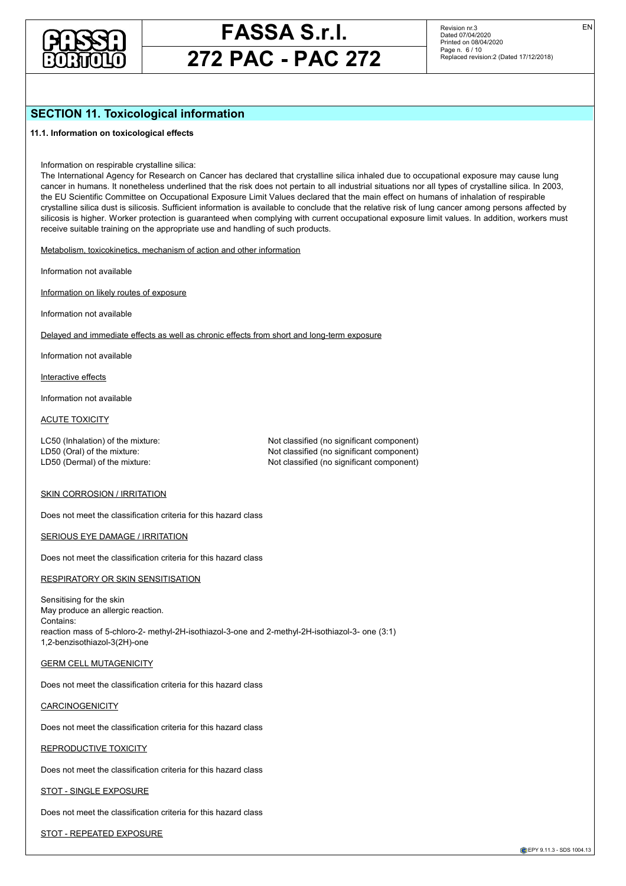## SECTION 11. Toxicological information

**11.1. Information on toxicological effects**

Information on respirable crystalline silica:
The International Agency for Research on Cancer has declared that crystalline silica inhaled due to occupational exposure may cause lung cancer in humans. It nonetheless underlined that the risk does not pertain to all industrial situations nor all types of crystalline silica. In 2003, the EU Scientific Committee on Occupational Exposure Limit Values declared that the main effect on humans of inhalation of respirable crystalline silica dust is silicosis. Sufficient information is available to conclude that the relative risk of lung cancer among persons affected by silicosis is higher. Worker protection is guaranteed when complying with current occupational exposure limit values. In addition, workers must receive suitable training on the appropriate use and handling of such products.

Metabolism, toxicokinetics, mechanism of action and other information

Information not available

Information on likely routes of exposure

Information not available

Delayed and immediate effects as well as chronic effects from short and long-term exposure

Information not available

Interactive effects

Information not available

ACUTE TOXICITY

| | |
|---|---|
| LC50 (Inhalation) of the mixture: | Not classified (no significant component) |
| LD50 (Oral) of the mixture: | Not classified (no significant component) |
| LD50 (Dermal) of the mixture: | Not classified (no significant component) |

SKIN CORROSION / IRRITATION

Does not meet the classification criteria for this hazard class

SERIOUS EYE DAMAGE / IRRITATION

Does not meet the classification criteria for this hazard class

RESPIRATORY OR SKIN SENSITISATION

Sensitising for the skin
May produce an allergic reaction.
Contains:
reaction mass of 5-chloro-2- methyl-2H-isothiazol-3-one and 2-methyl-2H-isothiazol-3- one (3:1)
1,2-benzisothiazol-3(2H)-one

GERM CELL MUTAGENICITY

Does not meet the classification criteria for this hazard class

CARCINOGENICITY

Does not meet the classification criteria for this hazard class

REPRODUCTIVE TOXICITY

Does not meet the classification criteria for this hazard class

STOT - SINGLE EXPOSURE

Does not meet the classification criteria for this hazard class

STOT - REPEATED EXPOSURE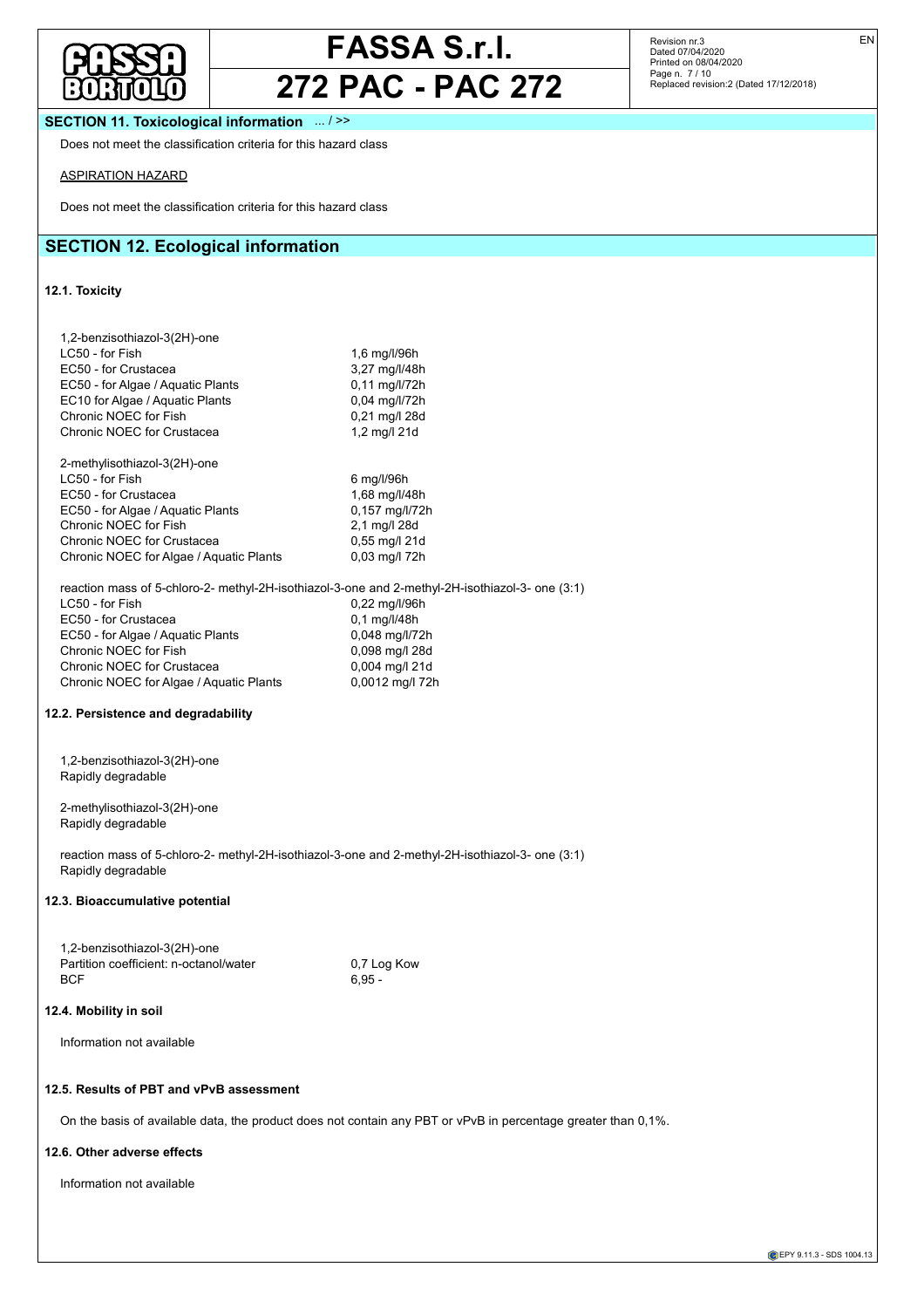## SECTION 11. Toxicological information ... / >>

Does not meet the classification criteria for this hazard class

ASPIRATION HAZARD

Does not meet the classification criteria for this hazard class

## SECTION 12. Ecological information

### 12.1. Toxicity

1,2-benzisothiazol-3(2H)-one

| | |
|---|---|
| LC50 - for Fish | 1,6 mg/l/96h |
| EC50 - for Crustacea | 3,27 mg/l/48h |
| EC50 - for Algae / Aquatic Plants | 0,11 mg/l/72h |
| EC10 for Algae / Aquatic Plants | 0,04 mg/l/72h |
| Chronic NOEC for Fish | 0,21 mg/l 28d |
| Chronic NOEC for Crustacea | 1,2 mg/l 21d |

2-methylisothiazol-3(2H)-one

| | |
|---|---|
| LC50 - for Fish | 6 mg/l/96h |
| EC50 - for Crustacea | 1,68 mg/l/48h |
| EC50 - for Algae / Aquatic Plants | 0,157 mg/l/72h |
| Chronic NOEC for Fish | 2,1 mg/l 28d |
| Chronic NOEC for Crustacea | 0,55 mg/l 21d |
| Chronic NOEC for Algae / Aquatic Plants | 0,03 mg/l 72h |

reaction mass of 5-chloro-2- methyl-2H-isothiazol-3-one and 2-methyl-2H-isothiazol-3- one (3:1)

| | |
|---|---|
| LC50 - for Fish | 0,22 mg/l/96h |
| EC50 - for Crustacea | 0,1 mg/l/48h |
| EC50 - for Algae / Aquatic Plants | 0,048 mg/l/72h |
| Chronic NOEC for Fish | 0,098 mg/l 28d |
| Chronic NOEC for Crustacea | 0,004 mg/l 21d |
| Chronic NOEC for Algae / Aquatic Plants | 0,0012 mg/l 72h |

### 12.2. Persistence and degradability

1,2-benzisothiazol-3(2H)-one
Rapidly degradable

2-methylisothiazol-3(2H)-one
Rapidly degradable

reaction mass of 5-chloro-2- methyl-2H-isothiazol-3-one and 2-methyl-2H-isothiazol-3- one (3:1)
Rapidly degradable

### 12.3. Bioaccumulative potential

1,2-benzisothiazol-3(2H)-one

| | |
|---|---|
| Partition coefficient: n-octanol/water | 0,7 Log Kow |
| BCF | 6,95 - |

### 12.4. Mobility in soil

Information not available

### 12.5. Results of PBT and vPvB assessment

On the basis of available data, the product does not contain any PBT or vPvB in percentage greater than 0,1%.

### 12.6. Other adverse effects

Information not available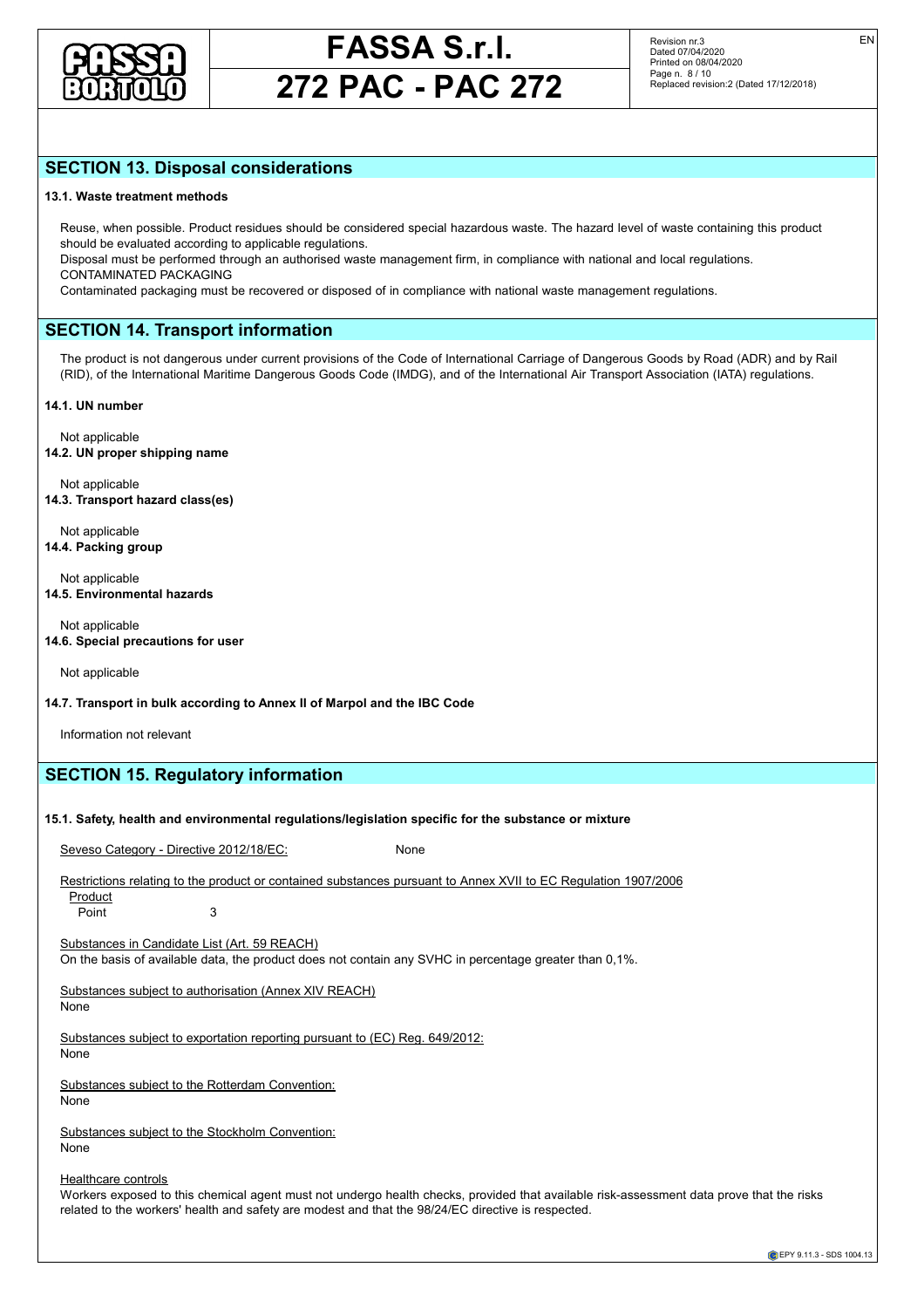## SECTION 13. Disposal considerations

**13.1. Waste treatment methods**

Reuse, when possible. Product residues should be considered special hazardous waste. The hazard level of waste containing this product should be evaluated according to applicable regulations.
Disposal must be performed through an authorised waste management firm, in compliance with national and local regulations.
CONTAMINATED PACKAGING
Contaminated packaging must be recovered or disposed of in compliance with national waste management regulations.

## SECTION 14. Transport information

The product is not dangerous under current provisions of the Code of International Carriage of Dangerous Goods by Road (ADR) and by Rail (RID), of the International Maritime Dangerous Goods Code (IMDG), and of the International Air Transport Association (IATA) regulations.

**14.1. UN number**

Not applicable

**14.2. UN proper shipping name**

Not applicable

**14.3. Transport hazard class(es)**

Not applicable

**14.4. Packing group**

Not applicable

**14.5. Environmental hazards**

Not applicable

**14.6. Special precautions for user**

Not applicable

**14.7. Transport in bulk according to Annex II of Marpol and the IBC Code**

Information not relevant

## SECTION 15. Regulatory information

**15.1. Safety, health and environmental regulations/legislation specific for the substance or mixture**

Seveso Category - Directive 2012/18/EC: None

Restrictions relating to the product or contained substances pursuant to Annex XVII to EC Regulation 1907/2006
Product
Point 3

Substances in Candidate List (Art. 59 REACH)
On the basis of available data, the product does not contain any SVHC in percentage greater than 0,1%.

Substances subject to authorisation (Annex XIV REACH)
None

Substances subject to exportation reporting pursuant to (EC) Reg. 649/2012:
None

Substances subject to the Rotterdam Convention:
None

Substances subject to the Stockholm Convention:
None

Healthcare controls
Workers exposed to this chemical agent must not undergo health checks, provided that available risk-assessment data prove that the risks related to the workers' health and safety are modest and that the 98/24/EC directive is respected.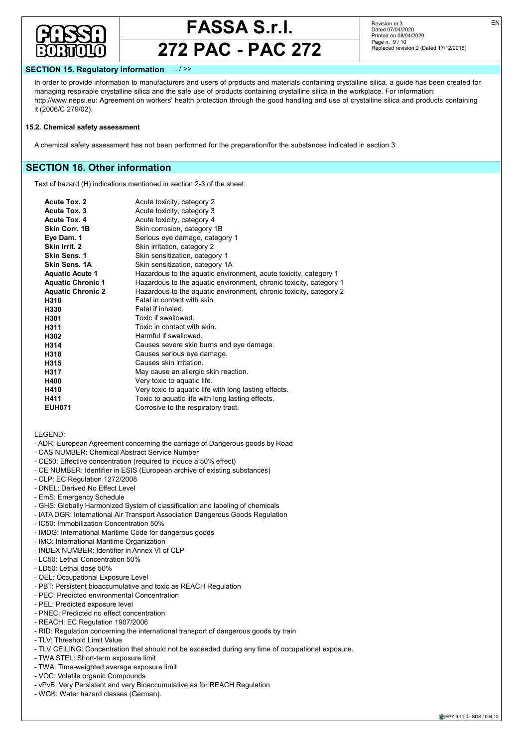## SECTION 15. Regulatory information ... / >>

In order to provide information to manufacturers and users of products and materials containing crystalline silica, a guide has been created for managing respirable crystalline silica and the safe use of products containing crystalline silica in the workplace. For information: http://www.nepsi.eu: Agreement on workers' health protection through the good handling and use of crystalline silica and products containing it (2006/C 279/02).

### 15.2. Chemical safety assessment

A chemical safety assessment has not been performed for the preparation/for the substances indicated in section 3.

## SECTION 16. Other information

Text of hazard (H) indications mentioned in section 2-3 of the sheet:

| | |
|---|---|
| **Acute Tox. 2** | Acute toxicity, category 2 |
| **Acute Tox. 3** | Acute toxicity, category 3 |
| **Acute Tox. 4** | Acute toxicity, category 4 |
| **Skin Corr. 1B** | Skin corrosion, category 1B |
| **Eye Dam. 1** | Serious eye damage, category 1 |
| **Skin Irrit. 2** | Skin irritation, category 2 |
| **Skin Sens. 1** | Skin sensitization, category 1 |
| **Skin Sens. 1A** | Skin sensitization, category 1A |
| **Aquatic Acute 1** | Hazardous to the aquatic environment, acute toxicity, category 1 |
| **Aquatic Chronic 1** | Hazardous to the aquatic environment, chronic toxicity, category 1 |
| **Aquatic Chronic 2** | Hazardous to the aquatic environment, chronic toxicity, category 2 |
| **H310** | Fatal in contact with skin. |
| **H330** | Fatal if inhaled. |
| **H301** | Toxic if swallowed. |
| **H311** | Toxic in contact with skin. |
| **H302** | Harmful if swallowed. |
| **H314** | Causes severe skin burns and eye damage. |
| **H318** | Causes serious eye damage. |
| **H315** | Causes skin irritation. |
| **H317** | May cause an allergic skin reaction. |
| **H400** | Very toxic to aquatic life. |
| **H410** | Very toxic to aquatic life with long lasting effects. |
| **H411** | Toxic to aquatic life with long lasting effects. |
| **EUH071** | Corrosive to the respiratory tract. |

LEGEND:

- ADR: European Agreement concerning the carriage of Dangerous goods by Road
- CAS NUMBER: Chemical Abstract Service Number
- CE50: Effective concentration (required to induce a 50% effect)
- CE NUMBER: Identifier in ESIS (European archive of existing substances)
- CLP: EC Regulation 1272/2008
- DNEL: Derived No Effect Level
- EmS: Emergency Schedule
- GHS: Globally Harmonized System of classification and labeling of chemicals
- IATA DGR: International Air Transport Association Dangerous Goods Regulation
- IC50: Immobilization Concentration 50%
- IMDG: International Maritime Code for dangerous goods
- IMO: International Maritime Organization
- INDEX NUMBER: Identifier in Annex VI of CLP
- LC50: Lethal Concentration 50%
- LD50: Lethal dose 50%
- OEL: Occupational Exposure Level
- PBT: Persistent bioaccumulative and toxic as REACH Regulation
- PEC: Predicted environmental Concentration
- PEL: Predicted exposure level
- PNEC: Predicted no effect concentration
- REACH: EC Regulation 1907/2006
- RID: Regulation concerning the international transport of dangerous goods by train
- TLV: Threshold Limit Value
- TLV CEILING: Concentration that should not be exceeded during any time of occupational exposure.
- TWA STEL: Short-term exposure limit
- TWA: Time-weighted average exposure limit
- VOC: Volatile organic Compounds
- vPvB: Very Persistent and very Bioaccumulative as for REACH Regulation
- WGK: Water hazard classes (German).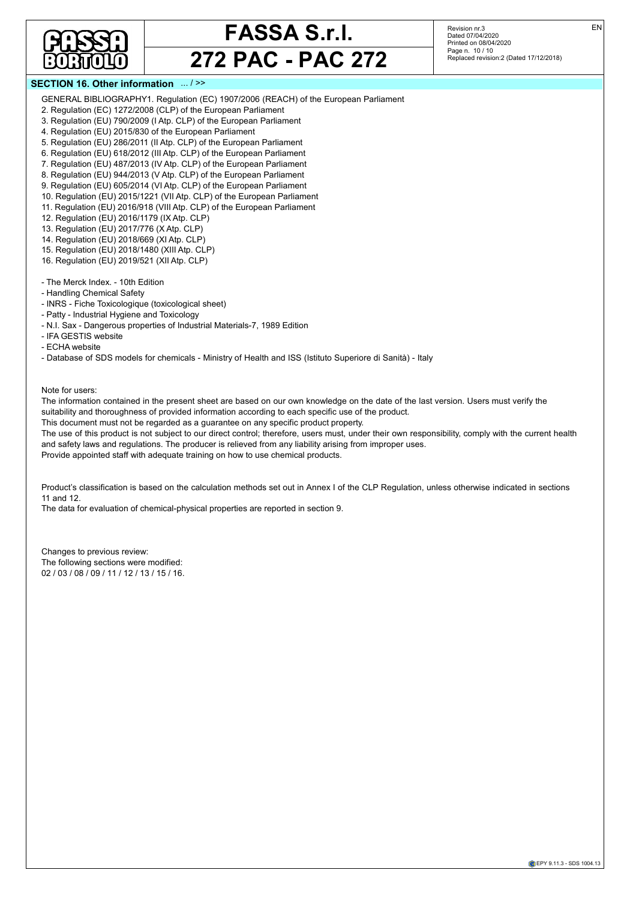## SECTION 16. Other information ... / >>

GENERAL BIBLIOGRAPHY1. Regulation (EC) 1907/2006 (REACH) of the European Parliament
2. Regulation (EC) 1272/2008 (CLP) of the European Parliament
3. Regulation (EU) 790/2009 (I Atp. CLP) of the European Parliament
4. Regulation (EU) 2015/830 of the European Parliament
5. Regulation (EU) 286/2011 (II Atp. CLP) of the European Parliament
6. Regulation (EU) 618/2012 (III Atp. CLP) of the European Parliament
7. Regulation (EU) 487/2013 (IV Atp. CLP) of the European Parliament
8. Regulation (EU) 944/2013 (V Atp. CLP) of the European Parliament
9. Regulation (EU) 605/2014 (VI Atp. CLP) of the European Parliament
10. Regulation (EU) 2015/1221 (VII Atp. CLP) of the European Parliament
11. Regulation (EU) 2016/918 (VIII Atp. CLP) of the European Parliament
12. Regulation (EU) 2016/1179 (IX Atp. CLP)
13. Regulation (EU) 2017/776 (X Atp. CLP)
14. Regulation (EU) 2018/669 (XI Atp. CLP)
15. Regulation (EU) 2018/1480 (XIII Atp. CLP)
16. Regulation (EU) 2019/521 (XII Atp. CLP)

- The Merck Index. - 10th Edition
- Handling Chemical Safety
- INRS - Fiche Toxicologique (toxicological sheet)
- Patty - Industrial Hygiene and Toxicology
- N.I. Sax - Dangerous properties of Industrial Materials-7, 1989 Edition
- IFA GESTIS website
- ECHA website
- Database of SDS models for chemicals - Ministry of Health and ISS (Istituto Superiore di Sanità) - Italy

Note for users:
The information contained in the present sheet are based on our own knowledge on the date of the last version. Users must verify the suitability and thoroughness of provided information according to each specific use of the product.
This document must not be regarded as a guarantee on any specific product property.
The use of this product is not subject to our direct control; therefore, users must, under their own responsibility, comply with the current health and safety laws and regulations. The producer is relieved from any liability arising from improper uses.
Provide appointed staff with adequate training on how to use chemical products.

Product's classification is based on the calculation methods set out in Annex I of the CLP Regulation, unless otherwise indicated in sections 11 and 12.
The data for evaluation of chemical-physical properties are reported in section 9.

Changes to previous review:
The following sections were modified:
02 / 03 / 08 / 09 / 11 / 12 / 13 / 15 / 16.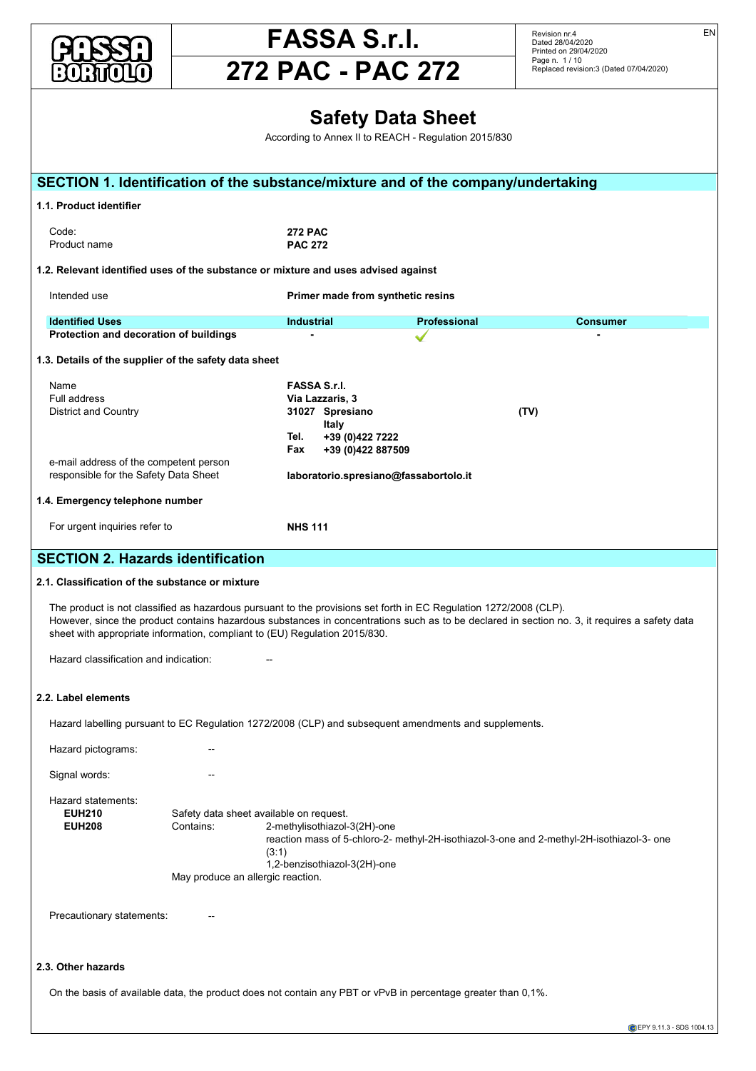# FASSA S.r.l.

# 272 PAC - PAC 272

Revision nr.4
Dated 28/04/2020
Printed on 29/04/2020
Page n. 1 / 10
Replaced revision:3 (Dated 07/04/2020)

EN

# Safety Data Sheet

According to Annex II to REACH - Regulation 2015/830

## SECTION 1. Identification of the substance/mixture and of the company/undertaking

### 1.1. Product identifier

| | |
|---|---|
| Code: | **272 PAC** |
| Product name | **PAC 272** |

### 1.2. Relevant identified uses of the substance or mixture and uses advised against

Intended use **Primer made from synthetic resins**

| Identified Uses | Industrial | Professional | Consumer |
|---|---|---|---|
| **Protection and decoration of buildings** | - | ✓ | - |

### 1.3. Details of the supplier of the safety data sheet

| | |
|---|---|
| Name | **FASSA S.r.l.** |
| Full address | **Via Lazzaris, 3** |
| District and Country | **31027 Spresiano (TV)** **Italy** |
| | **Tel. +39 (0)422 7222** |
| | **Fax +39 (0)422 887509** |
| e-mail address of the competent person responsible for the Safety Data Sheet | **laboratorio.spresiano@fassabortolo.it** |

### 1.4. Emergency telephone number

For urgent inquiries refer to **NHS 111**

## SECTION 2. Hazards identification

### 2.1. Classification of the substance or mixture

The product is not classified as hazardous pursuant to the provisions set forth in EC Regulation 1272/2008 (CLP).
However, since the product contains hazardous substances in concentrations such as to be declared in section no. 3, it requires a safety data sheet with appropriate information, compliant to (EU) Regulation 2015/830.

Hazard classification and indication: --

### 2.2. Label elements

Hazard labelling pursuant to EC Regulation 1272/2008 (CLP) and subsequent amendments and supplements.

Hazard pictograms: --

Signal words: --

Hazard statements:

**EUH210** Safety data sheet available on request.
**EUH208** Contains: 2-methylisothiazol-3(2H)-one
reaction mass of 5-chloro-2- methyl-2H-isothiazol-3-one and 2-methyl-2H-isothiazol-3- one (3:1)
1,2-benzisothiazol-3(2H)-one
May produce an allergic reaction.

Precautionary statements: --

### 2.3. Other hazards

On the basis of available data, the product does not contain any PBT or vPvB in percentage greater than 0,1%.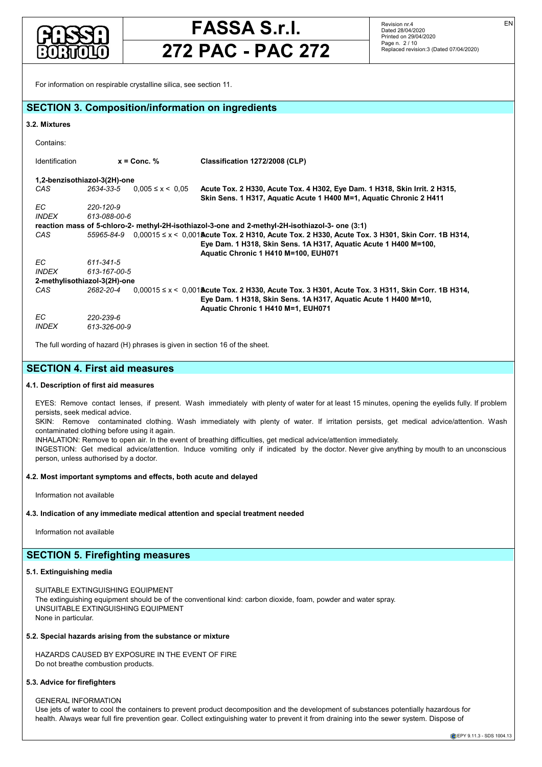For information on respirable crystalline silica, see section 11.

## SECTION 3. Composition/information on ingredients

### 3.2. Mixtures

Contains:

| Identification | | x = Conc. % | Classification 1272/2008 (CLP) |
|---|---|---|---|
| **1,2-benzisothiazol-3(2H)-one** | | | |
| *CAS* | *2634-33-5* | 0,005 ≤ x < 0,05 | **Acute Tox. 2 H330, Acute Tox. 4 H302, Eye Dam. 1 H318, Skin Irrit. 2 H315, Skin Sens. 1 H317, Aquatic Acute 1 H400 M=1, Aquatic Chronic 2 H411** |
| *EC* | *220-120-9* | | |
| *INDEX* | *613-088-00-6* | | |
| **reaction mass of 5-chloro-2- methyl-2H-isothiazol-3-one and 2-methyl-2H-isothiazol-3- one (3:1)** | | | |
| *CAS* | *55965-84-9* | 0,00015 ≤ x < 0,0015 | **Acute Tox. 2 H310, Acute Tox. 2 H330, Acute Tox. 3 H301, Skin Corr. 1B H314, Eye Dam. 1 H318, Skin Sens. 1A H317, Aquatic Acute 1 H400 M=100, Aquatic Chronic 1 H410 M=100, EUH071** |
| *EC* | *611-341-5* | | |
| *INDEX* | *613-167-00-5* | | |
| **2-methylisothiazol-3(2H)-one** | | | |
| *CAS* | *2682-20-4* | 0,00015 ≤ x < 0,0015 | **Acute Tox. 2 H330, Acute Tox. 3 H301, Acute Tox. 3 H311, Skin Corr. 1B H314, Eye Dam. 1 H318, Skin Sens. 1A H317, Aquatic Acute 1 H400 M=10, Aquatic Chronic 1 H410 M=1, EUH071** |
| *EC* | *220-239-6* | | |
| *INDEX* | *613-326-00-9* | | |

The full wording of hazard (H) phrases is given in section 16 of the sheet.

## SECTION 4. First aid measures

### 4.1. Description of first aid measures

EYES: Remove contact lenses, if present. Wash immediately with plenty of water for at least 15 minutes, opening the eyelids fully. If problem persists, seek medical advice.
SKIN: Remove contaminated clothing. Wash immediately with plenty of water. If irritation persists, get medical advice/attention. Wash contaminated clothing before using it again.
INHALATION: Remove to open air. In the event of breathing difficulties, get medical advice/attention immediately.
INGESTION: Get medical advice/attention. Induce vomiting only if indicated by the doctor. Never give anything by mouth to an unconscious person, unless authorised by a doctor.

### 4.2. Most important symptoms and effects, both acute and delayed

Information not available

### 4.3. Indication of any immediate medical attention and special treatment needed

Information not available

## SECTION 5. Firefighting measures

### 5.1. Extinguishing media

SUITABLE EXTINGUISHING EQUIPMENT
The extinguishing equipment should be of the conventional kind: carbon dioxide, foam, powder and water spray.
UNSUITABLE EXTINGUISHING EQUIPMENT
None in particular.

### 5.2. Special hazards arising from the substance or mixture

HAZARDS CAUSED BY EXPOSURE IN THE EVENT OF FIRE
Do not breathe combustion products.

### 5.3. Advice for firefighters

GENERAL INFORMATION
Use jets of water to cool the containers to prevent product decomposition and the development of substances potentially hazardous for health. Always wear full fire prevention gear. Collect extinguishing water to prevent it from draining into the sewer system. Dispose of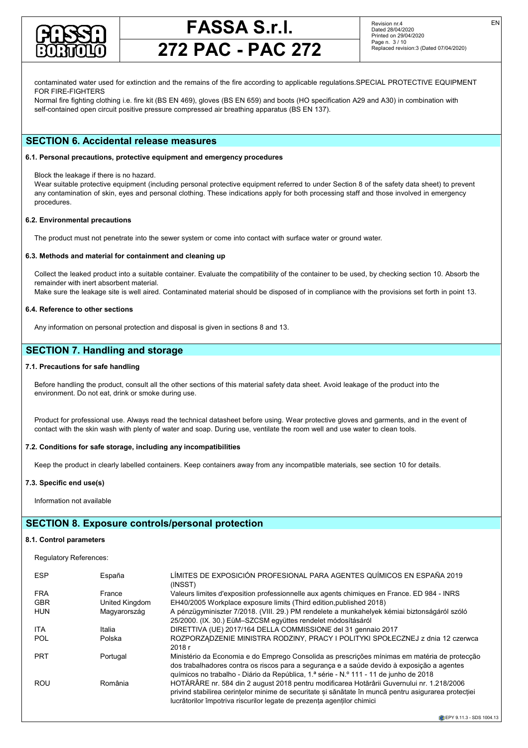contaminated water used for extinction and the remains of the fire according to applicable regulations.SPECIAL PROTECTIVE EQUIPMENT FOR FIRE-FIGHTERS

Normal fire fighting clothing i.e. fire kit (BS EN 469), gloves (BS EN 659) and boots (HO specification A29 and A30) in combination with self-contained open circuit positive pressure compressed air breathing apparatus (BS EN 137).

## SECTION 6. Accidental release measures

### 6.1. Personal precautions, protective equipment and emergency procedures

Block the leakage if there is no hazard.
Wear suitable protective equipment (including personal protective equipment referred to under Section 8 of the safety data sheet) to prevent any contamination of skin, eyes and personal clothing. These indications apply for both processing staff and those involved in emergency procedures.

### 6.2. Environmental precautions

The product must not penetrate into the sewer system or come into contact with surface water or ground water.

### 6.3. Methods and material for containment and cleaning up

Collect the leaked product into a suitable container. Evaluate the compatibility of the container to be used, by checking section 10. Absorb the remainder with inert absorbent material.
Make sure the leakage site is well aired. Contaminated material should be disposed of in compliance with the provisions set forth in point 13.

### 6.4. Reference to other sections

Any information on personal protection and disposal is given in sections 8 and 13.

## SECTION 7. Handling and storage

### 7.1. Precautions for safe handling

Before handling the product, consult all the other sections of this material safety data sheet. Avoid leakage of the product into the environment. Do not eat, drink or smoke during use.

Product for professional use. Always read the technical datasheet before using. Wear protective gloves and garments, and in the event of contact with the skin wash with plenty of water and soap. During use, ventilate the room well and use water to clean tools.

### 7.2. Conditions for safe storage, including any incompatibilities

Keep the product in clearly labelled containers. Keep containers away from any incompatible materials, see section 10 for details.

### 7.3. Specific end use(s)

Information not available

## SECTION 8. Exposure controls/personal protection

### 8.1. Control parameters

Regulatory References:

| | | |
|---|---|---|
| ESP | España | LÍMITES DE EXPOSICIÓN PROFESIONAL PARA AGENTES QUÍMICOS EN ESPAÑA 2019 (INSST) |
| FRA | France | Valeurs limites d'exposition professionnelle aux agents chimiques en France. ED 984 - INRS |
| GBR | United Kingdom | EH40/2005 Workplace exposure limits (Third edition,published 2018) |
| HUN | Magyarország | A pénzügyminiszter 7/2018. (VIII. 29.) PM rendelete a munkahelyek kémiai biztonságáról szóló 25/2000. (IX. 30.) EüM–SZCSM együttes rendelet módosításáról |
| ITA | Italia | DIRETTIVA (UE) 2017/164 DELLA COMMISSIONE del 31 gennaio 2017 |
| POL | Polska | ROZPORZĄDZENIE MINISTRA RODZINY, PRACY I POLITYKI SPOŁECZNEJ z dnia 12 czerwca 2018 r |
| PRT | Portugal | Ministério da Economia e do Emprego Consolida as prescrições mínimas em matéria de protecção dos trabalhadores contra os riscos para a segurança e a saúde devido à exposição a agentes químicos no trabalho - Diário da República, 1.ª série - N.º 111 - 11 de junho de 2018 |
| ROU | România | HOTĂRÂRE nr. 584 din 2 august 2018 pentru modificarea Hotărârii Guvernului nr. 1.218/2006 privind stabilirea cerințelor minime de securitate și sănătate în muncă pentru asigurarea protecției lucrătorilor împotriva riscurilor legate de prezența agenților chimici |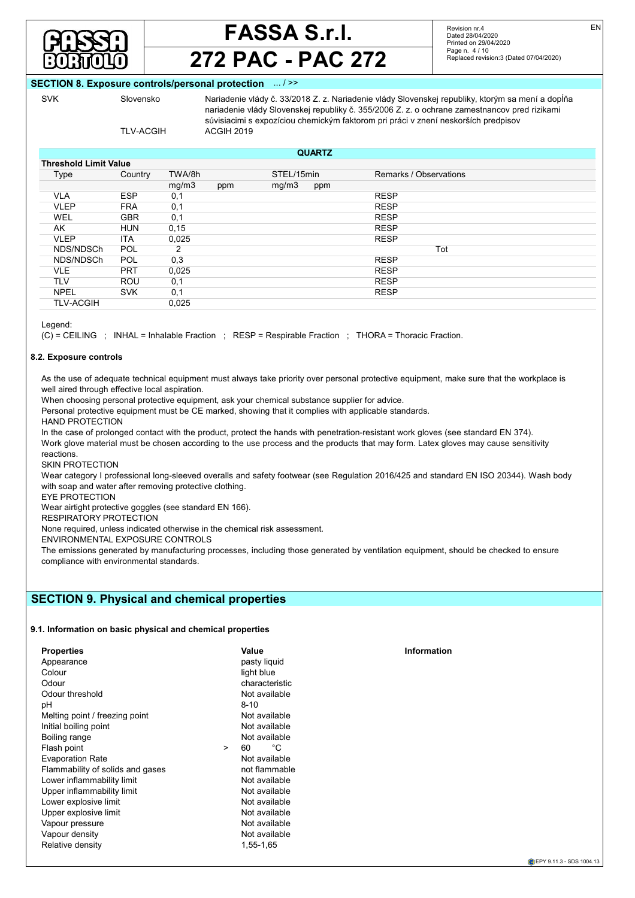## SECTION 8. Exposure controls/personal protection ... / >>

| SVK | Slovensko | Nariadenie vlády č. 33/2018 Z. z. Nariadenie vlády Slovenskej republiky, ktorým sa mení a dopĺňa nariadenie vlády Slovenskej republiky č. 355/2006 Z. z. o ochrane zamestnancov pred rizikami súvisiacimi s expozíciou chemickým faktorom pri práci v znení neskorších predpisov |
|---|---|---|
| | TLV-ACGIH | ACGIH 2019 |

**QUARTZ**

| Threshold Limit Value | | | | | | |
|---|---|---|---|---|---|---|
| Type | Country | TWA/8h | | STEL/15min | | Remarks / Observations |
| | | mg/m3 | ppm | mg/m3 | ppm | |
| VLA | ESP | 0,1 | | | | RESP |
| VLEP | FRA | 0,1 | | | | RESP |
| WEL | GBR | 0,1 | | | | RESP |
| AK | HUN | 0,15 | | | | RESP |
| VLEP | ITA | 0,025 | | | | RESP |
| NDS/NDSCh | POL | 2 | | | | Tot |
| NDS/NDSCh | POL | 0,3 | | | | RESP |
| VLE | PRT | 0,025 | | | | RESP |
| TLV | ROU | 0,1 | | | | RESP |
| NPEL | SVK | 0,1 | | | | RESP |
| TLV-ACGIH | | 0,025 | | | | |

Legend:

(C) = CEILING ; INHAL = Inhalable Fraction ; RESP = Respirable Fraction ; THORA = Thoracic Fraction.

### 8.2. Exposure controls

As the use of adequate technical equipment must always take priority over personal protective equipment, make sure that the workplace is well aired through effective local aspiration.

When choosing personal protective equipment, ask your chemical substance supplier for advice.

Personal protective equipment must be CE marked, showing that it complies with applicable standards.

HAND PROTECTION

In the case of prolonged contact with the product, protect the hands with penetration-resistant work gloves (see standard EN 374).

Work glove material must be chosen according to the use process and the products that may form. Latex gloves may cause sensitivity reactions.

SKIN PROTECTION

Wear category I professional long-sleeved overalls and safety footwear (see Regulation 2016/425 and standard EN ISO 20344). Wash body with soap and water after removing protective clothing.

EYE PROTECTION

Wear airtight protective goggles (see standard EN 166).

RESPIRATORY PROTECTION

None required, unless indicated otherwise in the chemical risk assessment.

ENVIRONMENTAL EXPOSURE CONTROLS

The emissions generated by manufacturing processes, including those generated by ventilation equipment, should be checked to ensure compliance with environmental standards.

## SECTION 9. Physical and chemical properties

### 9.1. Information on basic physical and chemical properties

| Properties | Value | Information |
|---|---|---|
| Appearance | pasty liquid | |
| Colour | light blue | |
| Odour | characteristic | |
| Odour threshold | Not available | |
| pH | 8-10 | |
| Melting point / freezing point | Not available | |
| Initial boiling point | Not available | |
| Boiling range | Not available | |
| Flash point | > 60 °C | |
| Evaporation Rate | Not available | |
| Flammability of solids and gases | not flammable | |
| Lower inflammability limit | Not available | |
| Upper inflammability limit | Not available | |
| Lower explosive limit | Not available | |
| Upper explosive limit | Not available | |
| Vapour pressure | Not available | |
| Vapour density | Not available | |
| Relative density | 1,55-1,65 | |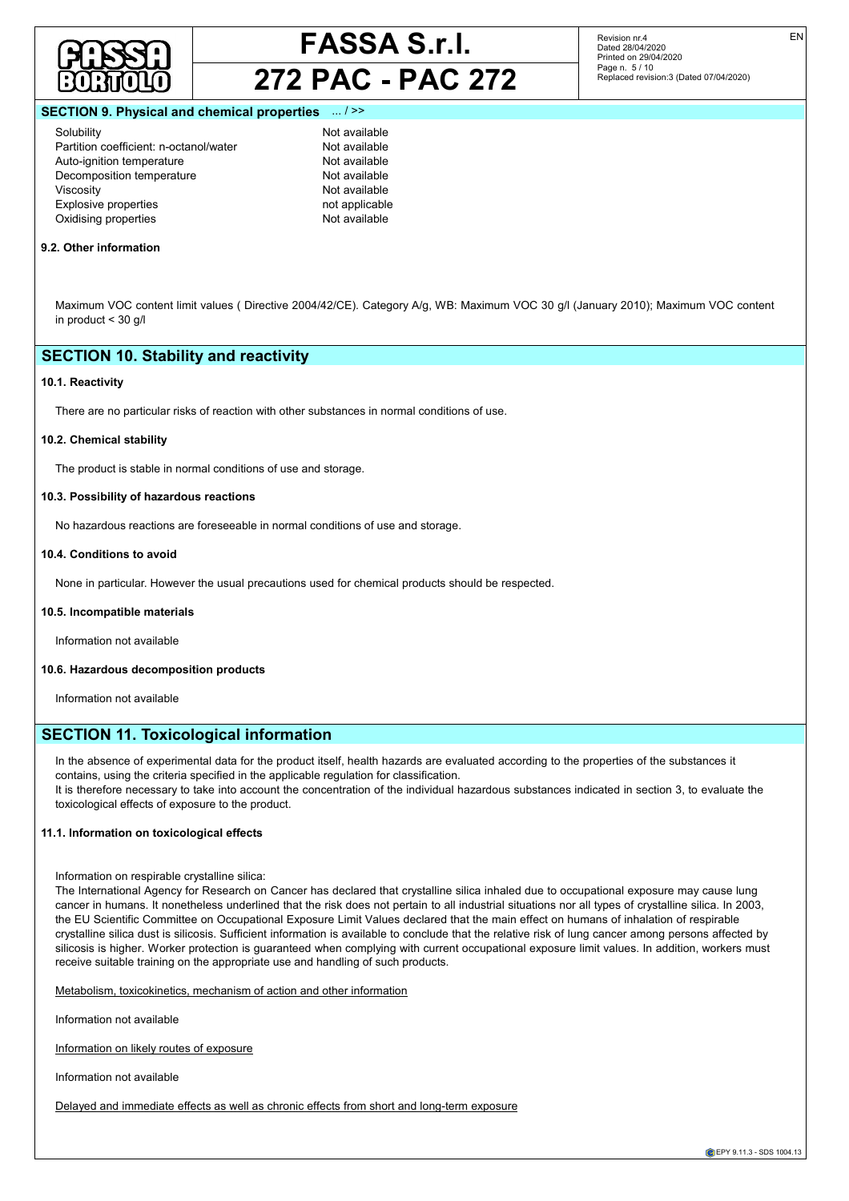## SECTION 9. Physical and chemical properties ... / >>

| | |
|---|---|
| Solubility | Not available |
| Partition coefficient: n-octanol/water | Not available |
| Auto-ignition temperature | Not available |
| Decomposition temperature | Not available |
| Viscosity | Not available |
| Explosive properties | not applicable |
| Oxidising properties | Not available |

### 9.2. Other information

Maximum VOC content limit values ( Directive 2004/42/CE). Category A/g, WB: Maximum VOC 30 g/l (January 2010); Maximum VOC content in product < 30 g/l

## SECTION 10. Stability and reactivity

### 10.1. Reactivity

There are no particular risks of reaction with other substances in normal conditions of use.

### 10.2. Chemical stability

The product is stable in normal conditions of use and storage.

### 10.3. Possibility of hazardous reactions

No hazardous reactions are foreseeable in normal conditions of use and storage.

### 10.4. Conditions to avoid

None in particular. However the usual precautions used for chemical products should be respected.

### 10.5. Incompatible materials

Information not available

### 10.6. Hazardous decomposition products

Information not available

## SECTION 11. Toxicological information

In the absence of experimental data for the product itself, health hazards are evaluated according to the properties of the substances it contains, using the criteria specified in the applicable regulation for classification.
It is therefore necessary to take into account the concentration of the individual hazardous substances indicated in section 3, to evaluate the toxicological effects of exposure to the product.

### 11.1. Information on toxicological effects

Information on respirable crystalline silica:
The International Agency for Research on Cancer has declared that crystalline silica inhaled due to occupational exposure may cause lung cancer in humans. It nonetheless underlined that the risk does not pertain to all industrial situations nor all types of crystalline silica. In 2003, the EU Scientific Committee on Occupational Exposure Limit Values declared that the main effect on humans of inhalation of respirable crystalline silica dust is silicosis. Sufficient information is available to conclude that the relative risk of lung cancer among persons affected by silicosis is higher. Worker protection is guaranteed when complying with current occupational exposure limit values. In addition, workers must receive suitable training on the appropriate use and handling of such products.

Metabolism, toxicokinetics, mechanism of action and other information

Information not available

Information on likely routes of exposure

Information not available

Delayed and immediate effects as well as chronic effects from short and long-term exposure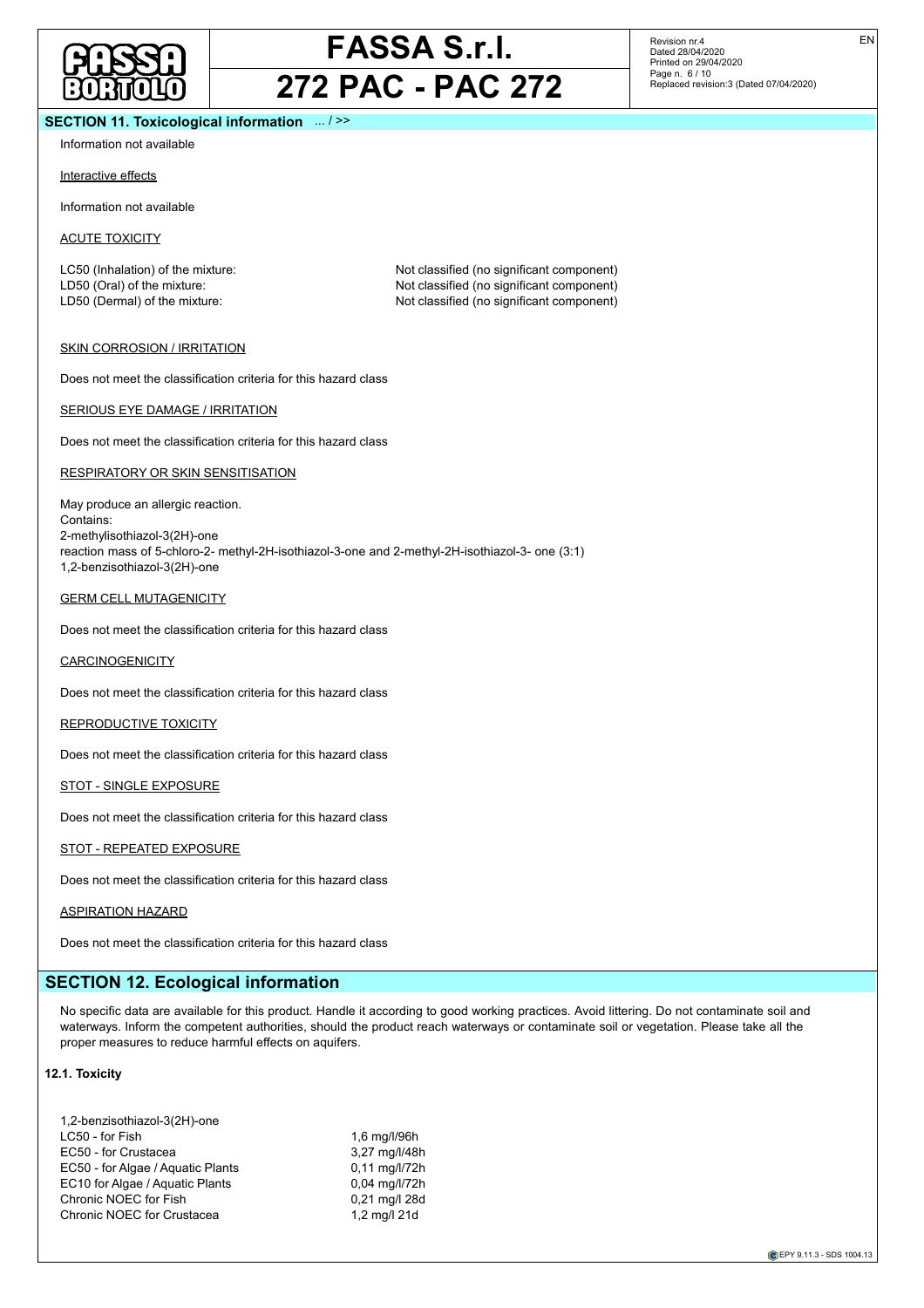## SECTION 11. Toxicological information ... / >>

Information not available

Interactive effects

Information not available

ACUTE TOXICITY

| | |
|---|---|
| LC50 (Inhalation) of the mixture: | Not classified (no significant component) |
| LD50 (Oral) of the mixture: | Not classified (no significant component) |
| LD50 (Dermal) of the mixture: | Not classified (no significant component) |

SKIN CORROSION / IRRITATION

Does not meet the classification criteria for this hazard class

SERIOUS EYE DAMAGE / IRRITATION

Does not meet the classification criteria for this hazard class

RESPIRATORY OR SKIN SENSITISATION

May produce an allergic reaction.
Contains:
2-methylisothiazol-3(2H)-one
reaction mass of 5-chloro-2- methyl-2H-isothiazol-3-one and 2-methyl-2H-isothiazol-3- one (3:1)
1,2-benzisothiazol-3(2H)-one

GERM CELL MUTAGENICITY

Does not meet the classification criteria for this hazard class

CARCINOGENICITY

Does not meet the classification criteria for this hazard class

REPRODUCTIVE TOXICITY

Does not meet the classification criteria for this hazard class

STOT - SINGLE EXPOSURE

Does not meet the classification criteria for this hazard class

STOT - REPEATED EXPOSURE

Does not meet the classification criteria for this hazard class

ASPIRATION HAZARD

Does not meet the classification criteria for this hazard class

## SECTION 12. Ecological information

No specific data are available for this product. Handle it according to good working practices. Avoid littering. Do not contaminate soil and waterways. Inform the competent authorities, should the product reach waterways or contaminate soil or vegetation. Please take all the proper measures to reduce harmful effects on aquifers.

### 12.1. Toxicity

| 1,2-benzisothiazol-3(2H)-one | |
|---|---|
| LC50 - for Fish | 1,6 mg/l/96h |
| EC50 - for Crustacea | 3,27 mg/l/48h |
| EC50 - for Algae / Aquatic Plants | 0,11 mg/l/72h |
| EC10 for Algae / Aquatic Plants | 0,04 mg/l/72h |
| Chronic NOEC for Fish | 0,21 mg/l 28d |
| Chronic NOEC for Crustacea | 1,2 mg/l 21d |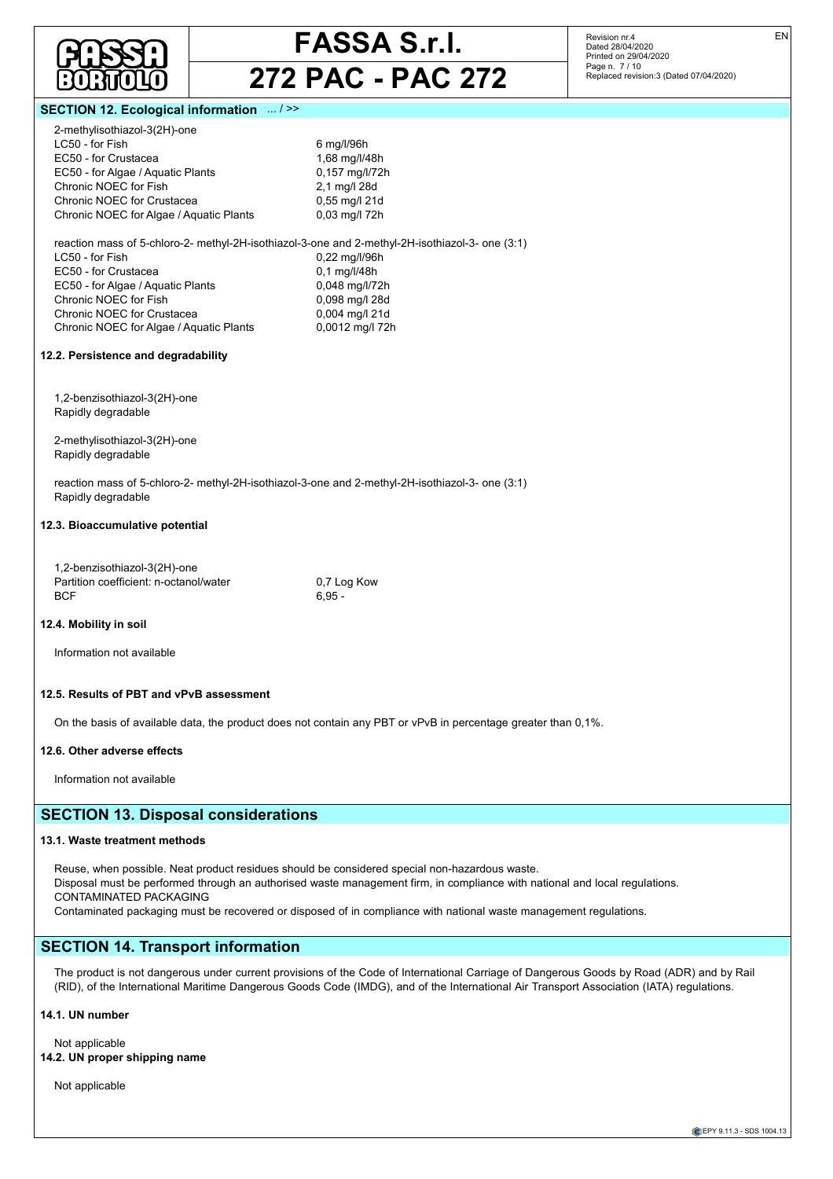## SECTION 12. Ecological information ... / >>

2-methylisothiazol-3(2H)-one

| | |
|---|---|
| LC50 - for Fish | 6 mg/l/96h |
| EC50 - for Crustacea | 1,68 mg/l/48h |
| EC50 - for Algae / Aquatic Plants | 0,157 mg/l/72h |
| Chronic NOEC for Fish | 2,1 mg/l 28d |
| Chronic NOEC for Crustacea | 0,55 mg/l 21d |
| Chronic NOEC for Algae / Aquatic Plants | 0,03 mg/l 72h |

reaction mass of 5-chloro-2- methyl-2H-isothiazol-3-one and 2-methyl-2H-isothiazol-3- one (3:1)

| | |
|---|---|
| LC50 - for Fish | 0,22 mg/l/96h |
| EC50 - for Crustacea | 0,1 mg/l/48h |
| EC50 - for Algae / Aquatic Plants | 0,048 mg/l/72h |
| Chronic NOEC for Fish | 0,098 mg/l 28d |
| Chronic NOEC for Crustacea | 0,004 mg/l 21d |
| Chronic NOEC for Algae / Aquatic Plants | 0,0012 mg/l 72h |

### 12.2. Persistence and degradability

1,2-benzisothiazol-3(2H)-one
Rapidly degradable

2-methylisothiazol-3(2H)-one
Rapidly degradable

reaction mass of 5-chloro-2- methyl-2H-isothiazol-3-one and 2-methyl-2H-isothiazol-3- one (3:1)
Rapidly degradable

### 12.3. Bioaccumulative potential

1,2-benzisothiazol-3(2H)-one

| | |
|---|---|
| Partition coefficient: n-octanol/water | 0,7 Log Kow |
| BCF | 6,95 - |

### 12.4. Mobility in soil

Information not available

### 12.5. Results of PBT and vPvB assessment

On the basis of available data, the product does not contain any PBT or vPvB in percentage greater than 0,1%.

### 12.6. Other adverse effects

Information not available

## SECTION 13. Disposal considerations

### 13.1. Waste treatment methods

Reuse, when possible. Neat product residues should be considered special non-hazardous waste.
Disposal must be performed through an authorised waste management firm, in compliance with national and local regulations.
CONTAMINATED PACKAGING
Contaminated packaging must be recovered or disposed of in compliance with national waste management regulations.

## SECTION 14. Transport information

The product is not dangerous under current provisions of the Code of International Carriage of Dangerous Goods by Road (ADR) and by Rail (RID), of the International Maritime Dangerous Goods Code (IMDG), and of the International Air Transport Association (IATA) regulations.

### 14.1. UN number

Not applicable

### 14.2. UN proper shipping name

Not applicable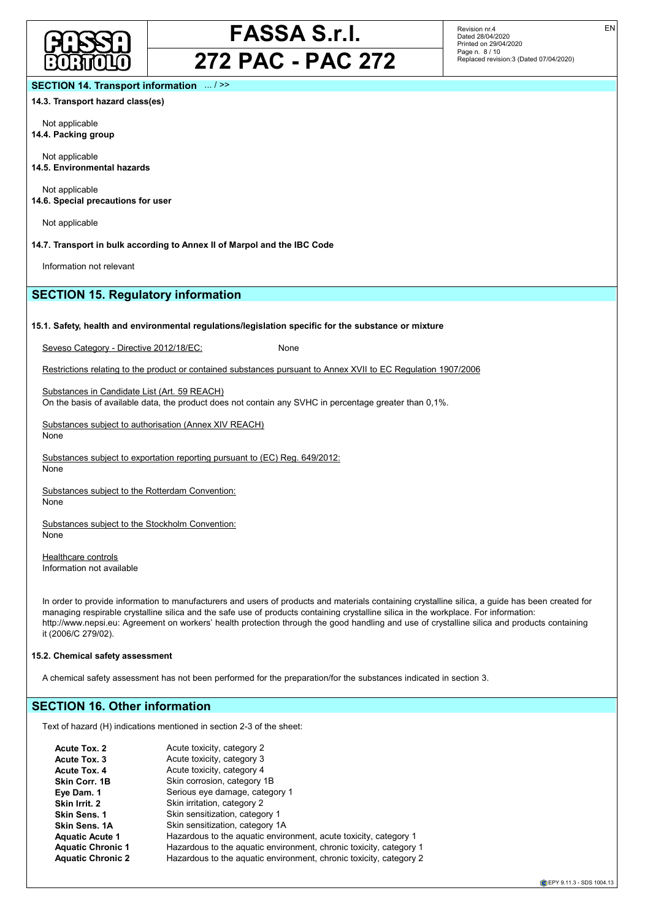## SECTION 14. Transport information ... / >>

**14.3. Transport hazard class(es)**

Not applicable

**14.4. Packing group**

Not applicable

**14.5. Environmental hazards**

Not applicable

**14.6. Special precautions for user**

Not applicable

**14.7. Transport in bulk according to Annex II of Marpol and the IBC Code**

Information not relevant

## SECTION 15. Regulatory information

**15.1. Safety, health and environmental regulations/legislation specific for the substance or mixture**

Seveso Category - Directive 2012/18/EC: None

Restrictions relating to the product or contained substances pursuant to Annex XVII to EC Regulation 1907/2006

Substances in Candidate List (Art. 59 REACH)
On the basis of available data, the product does not contain any SVHC in percentage greater than 0,1%.

Substances subject to authorisation (Annex XIV REACH)
None

Substances subject to exportation reporting pursuant to (EC) Reg. 649/2012:
None

Substances subject to the Rotterdam Convention:
None

Substances subject to the Stockholm Convention:
None

Healthcare controls
Information not available

In order to provide information to manufacturers and users of products and materials containing crystalline silica, a guide has been created for managing respirable crystalline silica and the safe use of products containing crystalline silica in the workplace. For information: http://www.nepsi.eu: Agreement on workers' health protection through the good handling and use of crystalline silica and products containing it (2006/C 279/02).

**15.2. Chemical safety assessment**

A chemical safety assessment has not been performed for the preparation/for the substances indicated in section 3.

## SECTION 16. Other information

Text of hazard (H) indications mentioned in section 2-3 of the sheet:

| | |
|---|---|
| **Acute Tox. 2** | Acute toxicity, category 2 |
| **Acute Tox. 3** | Acute toxicity, category 3 |
| **Acute Tox. 4** | Acute toxicity, category 4 |
| **Skin Corr. 1B** | Skin corrosion, category 1B |
| **Eye Dam. 1** | Serious eye damage, category 1 |
| **Skin Irrit. 2** | Skin irritation, category 2 |
| **Skin Sens. 1** | Skin sensitization, category 1 |
| **Skin Sens. 1A** | Skin sensitization, category 1A |
| **Aquatic Acute 1** | Hazardous to the aquatic environment, acute toxicity, category 1 |
| **Aquatic Chronic 1** | Hazardous to the aquatic environment, chronic toxicity, category 1 |
| **Aquatic Chronic 2** | Hazardous to the aquatic environment, chronic toxicity, category 2 |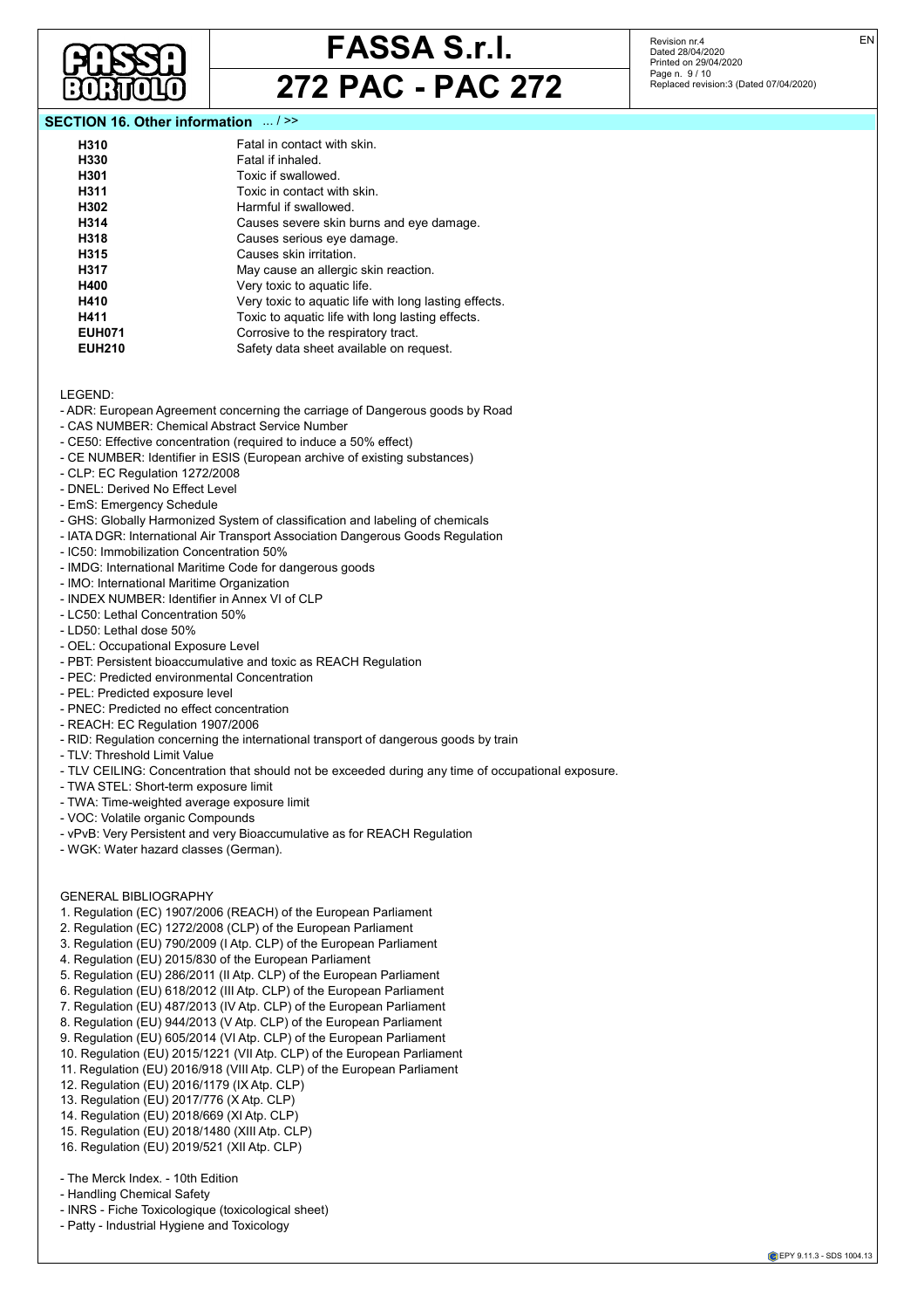## SECTION 16. Other information ... / >>

| | |
|---|---|
| **H310** | Fatal in contact with skin. |
| **H330** | Fatal if inhaled. |
| **H301** | Toxic if swallowed. |
| **H311** | Toxic in contact with skin. |
| **H302** | Harmful if swallowed. |
| **H314** | Causes severe skin burns and eye damage. |
| **H318** | Causes serious eye damage. |
| **H315** | Causes skin irritation. |
| **H317** | May cause an allergic skin reaction. |
| **H400** | Very toxic to aquatic life. |
| **H410** | Very toxic to aquatic life with long lasting effects. |
| **H411** | Toxic to aquatic life with long lasting effects. |
| **EUH071** | Corrosive to the respiratory tract. |
| **EUH210** | Safety data sheet available on request. |

LEGEND:

- ADR: European Agreement concerning the carriage of Dangerous goods by Road
- CAS NUMBER: Chemical Abstract Service Number
- CE50: Effective concentration (required to induce a 50% effect)
- CE NUMBER: Identifier in ESIS (European archive of existing substances)
- CLP: EC Regulation 1272/2008
- DNEL: Derived No Effect Level
- EmS: Emergency Schedule
- GHS: Globally Harmonized System of classification and labeling of chemicals
- IATA DGR: International Air Transport Association Dangerous Goods Regulation
- IC50: Immobilization Concentration 50%
- IMDG: International Maritime Code for dangerous goods
- IMO: International Maritime Organization
- INDEX NUMBER: Identifier in Annex VI of CLP
- LC50: Lethal Concentration 50%
- LD50: Lethal dose 50%
- OEL: Occupational Exposure Level
- PBT: Persistent bioaccumulative and toxic as REACH Regulation
- PEC: Predicted environmental Concentration
- PEL: Predicted exposure level
- PNEC: Predicted no effect concentration
- REACH: EC Regulation 1907/2006
- RID: Regulation concerning the international transport of dangerous goods by train
- TLV: Threshold Limit Value
- TLV CEILING: Concentration that should not be exceeded during any time of occupational exposure.
- TWA STEL: Short-term exposure limit
- TWA: Time-weighted average exposure limit
- VOC: Volatile organic Compounds
- vPvB: Very Persistent and very Bioaccumulative as for REACH Regulation
- WGK: Water hazard classes (German).

GENERAL BIBLIOGRAPHY

1. Regulation (EC) 1907/2006 (REACH) of the European Parliament
2. Regulation (EC) 1272/2008 (CLP) of the European Parliament
3. Regulation (EU) 790/2009 (I Atp. CLP) of the European Parliament
4. Regulation (EU) 2015/830 of the European Parliament
5. Regulation (EU) 286/2011 (II Atp. CLP) of the European Parliament
6. Regulation (EU) 618/2012 (III Atp. CLP) of the European Parliament
7. Regulation (EU) 487/2013 (IV Atp. CLP) of the European Parliament
8. Regulation (EU) 944/2013 (V Atp. CLP) of the European Parliament
9. Regulation (EU) 605/2014 (VI Atp. CLP) of the European Parliament
10. Regulation (EU) 2015/1221 (VII Atp. CLP) of the European Parliament
11. Regulation (EU) 2016/918 (VIII Atp. CLP) of the European Parliament
12. Regulation (EU) 2016/1179 (IX Atp. CLP)
13. Regulation (EU) 2017/776 (X Atp. CLP)
14. Regulation (EU) 2018/669 (XI Atp. CLP)
15. Regulation (EU) 2018/1480 (XIII Atp. CLP)
16. Regulation (EU) 2019/521 (XII Atp. CLP)

- The Merck Index. - 10th Edition
- Handling Chemical Safety
- INRS - Fiche Toxicologique (toxicological sheet)
- Patty - Industrial Hygiene and Toxicology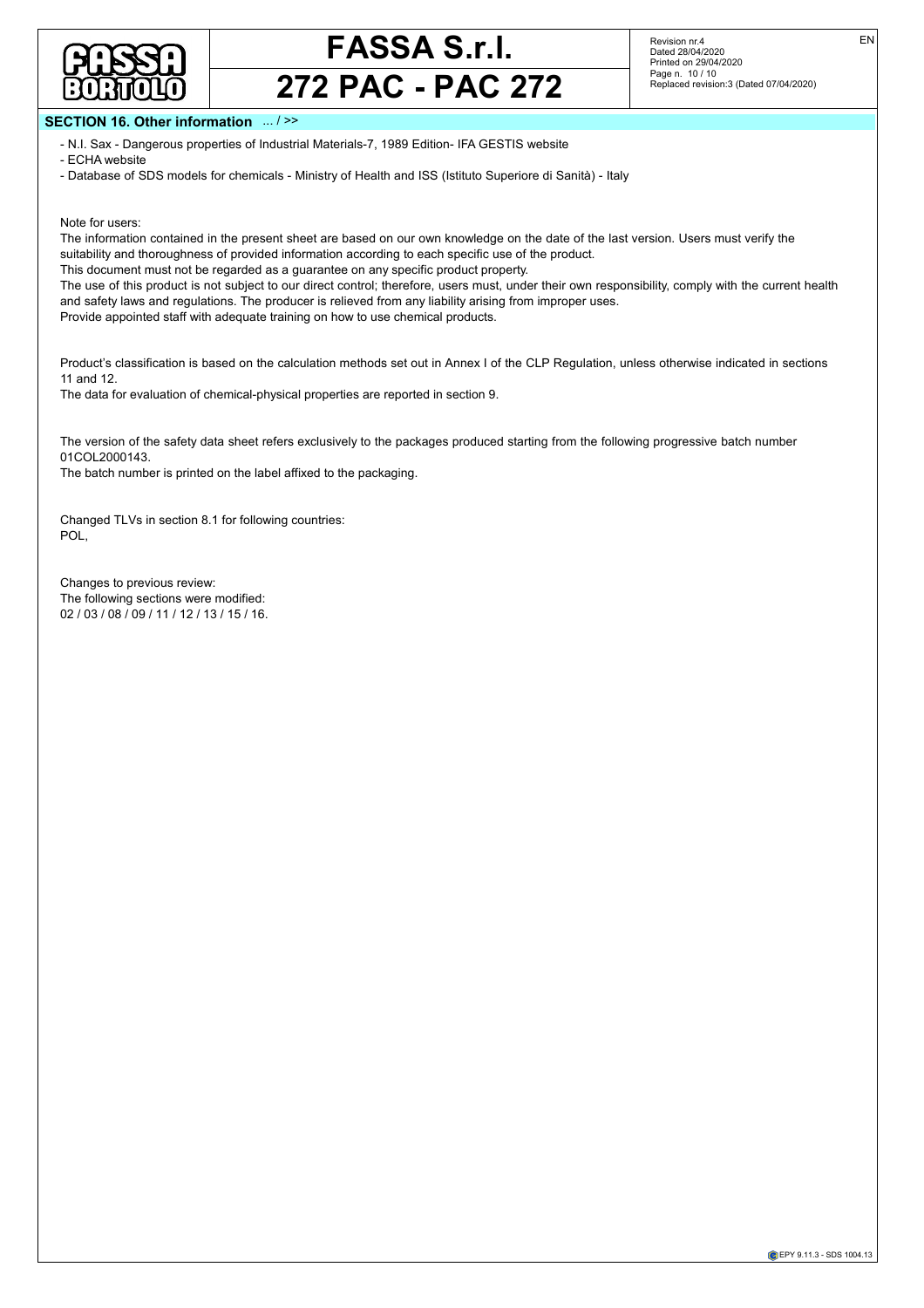## SECTION 16. Other information ... / >>

- N.I. Sax - Dangerous properties of Industrial Materials-7, 1989 Edition- IFA GESTIS website
- ECHA website
- Database of SDS models for chemicals - Ministry of Health and ISS (Istituto Superiore di Sanità) - Italy

Note for users:
The information contained in the present sheet are based on our own knowledge on the date of the last version. Users must verify the suitability and thoroughness of provided information according to each specific use of the product.
This document must not be regarded as a guarantee on any specific product property.
The use of this product is not subject to our direct control; therefore, users must, under their own responsibility, comply with the current health and safety laws and regulations. The producer is relieved from any liability arising from improper uses.
Provide appointed staff with adequate training on how to use chemical products.

Product's classification is based on the calculation methods set out in Annex I of the CLP Regulation, unless otherwise indicated in sections 11 and 12.
The data for evaluation of chemical-physical properties are reported in section 9.

The version of the safety data sheet refers exclusively to the packages produced starting from the following progressive batch number 01COL2000143.
The batch number is printed on the label affixed to the packaging.

Changed TLVs in section 8.1 for following countries:
POL,

Changes to previous review:
The following sections were modified:
02 / 03 / 08 / 09 / 11 / 12 / 13 / 15 / 16.